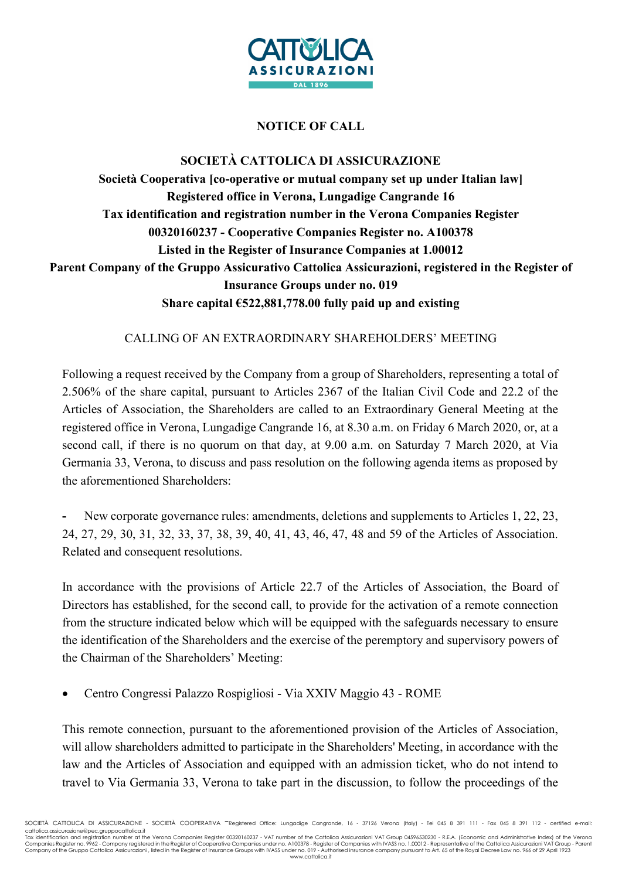# NOTICE OF CALL

**SOCIETÀ CATTOLICA DI ASSICURAZIONE**
**Società Cooperativa [co-operative or mutual company set up under Italian law]**
**Registered office in Verona, Lungadige Cangrande 16**
**Tax identification and registration number in the Verona Companies Register 00320160237 - Cooperative Companies Register no. A100378**
**Listed in the Register of Insurance Companies at 1.00012**
**Parent Company of the Gruppo Assicurativo Cattolica Assicurazioni, registered in the Register of Insurance Groups under no. 019**
**Share capital €522,881,778.00 fully paid up and existing**

## CALLING OF AN EXTRAORDINARY SHAREHOLDERS' MEETING

Following a request received by the Company from a group of Shareholders, representing a total of 2.506% of the share capital, pursuant to Articles 2367 of the Italian Civil Code and 22.2 of the Articles of Association, the Shareholders are called to an Extraordinary General Meeting at the registered office in Verona, Lungadige Cangrande 16, at 8.30 a.m. on Friday 6 March 2020, or, at a second call, if there is no quorum on that day, at 9.00 a.m. on Saturday 7 March 2020, at Via Germania 33, Verona, to discuss and pass resolution on the following agenda items as proposed by the aforementioned Shareholders:

- New corporate governance rules: amendments, deletions and supplements to Articles 1, 22, 23, 24, 27, 29, 30, 31, 32, 33, 37, 38, 39, 40, 41, 43, 46, 47, 48 and 59 of the Articles of Association. Related and consequent resolutions.

In accordance with the provisions of Article 22.7 of the Articles of Association, the Board of Directors has established, for the second call, to provide for the activation of a remote connection from the structure indicated below which will be equipped with the safeguards necessary to ensure the identification of the Shareholders and the exercise of the peremptory and supervisory powers of the Chairman of the Shareholders' Meeting:

- Centro Congressi Palazzo Rospigliosi - Via XXIV Maggio 43 - ROME

This remote connection, pursuant to the aforementioned provision of the Articles of Association, will allow shareholders admitted to participate in the Shareholders' Meeting, in accordance with the law and the Articles of Association and equipped with an admission ticket, who do not intend to travel to Via Germania 33, Verona to take part in the discussion, to follow the proceedings of the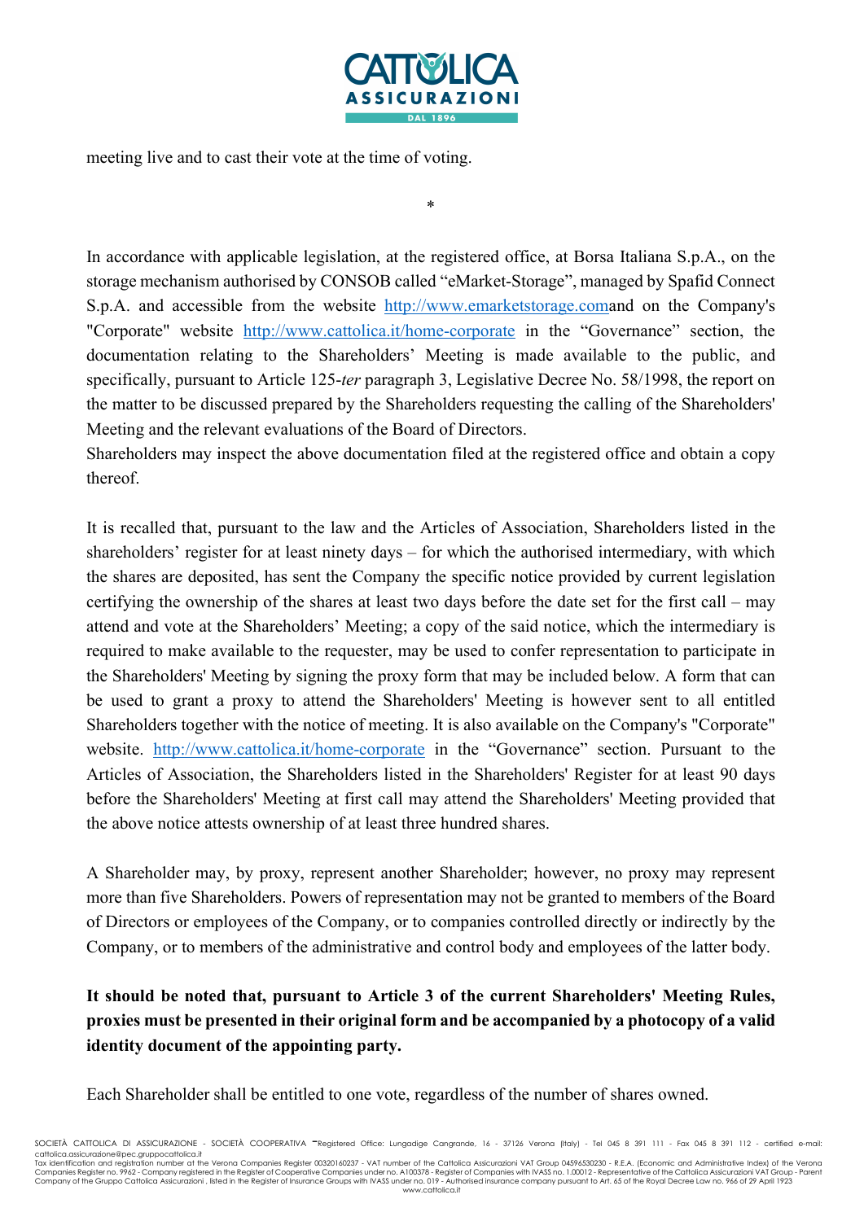meeting live and to cast their vote at the time of voting.

*

In accordance with applicable legislation, at the registered office, at Borsa Italiana S.p.A., on the storage mechanism authorised by CONSOB called "eMarket-Storage", managed by Spafid Connect S.p.A. and accessible from the website http://www.emarketstorage.comand on the Company's "Corporate" website http://www.cattolica.it/home-corporate in the "Governance" section, the documentation relating to the Shareholders' Meeting is made available to the public, and specifically, pursuant to Article 125-*ter* paragraph 3, Legislative Decree No. 58/1998, the report on the matter to be discussed prepared by the Shareholders requesting the calling of the Shareholders' Meeting and the relevant evaluations of the Board of Directors.
Shareholders may inspect the above documentation filed at the registered office and obtain a copy thereof.

It is recalled that, pursuant to the law and the Articles of Association, Shareholders listed in the shareholders' register for at least ninety days – for which the authorised intermediary, with which the shares are deposited, has sent the Company the specific notice provided by current legislation certifying the ownership of the shares at least two days before the date set for the first call – may attend and vote at the Shareholders' Meeting; a copy of the said notice, which the intermediary is required to make available to the requester, may be used to confer representation to participate in the Shareholders' Meeting by signing the proxy form that may be included below. A form that can be used to grant a proxy to attend the Shareholders' Meeting is however sent to all entitled Shareholders together with the notice of meeting. It is also available on the Company's "Corporate" website. http://www.cattolica.it/home-corporate in the "Governance" section. Pursuant to the Articles of Association, the Shareholders listed in the Shareholders' Register for at least 90 days before the Shareholders' Meeting at first call may attend the Shareholders' Meeting provided that the above notice attests ownership of at least three hundred shares.

A Shareholder may, by proxy, represent another Shareholder; however, no proxy may represent more than five Shareholders. Powers of representation may not be granted to members of the Board of Directors or employees of the Company, or to companies controlled directly or indirectly by the Company, or to members of the administrative and control body and employees of the latter body.

**It should be noted that, pursuant to Article 3 of the current Shareholders' Meeting Rules, proxies must be presented in their original form and be accompanied by a photocopy of a valid identity document of the appointing party.**

Each Shareholder shall be entitled to one vote, regardless of the number of shares owned.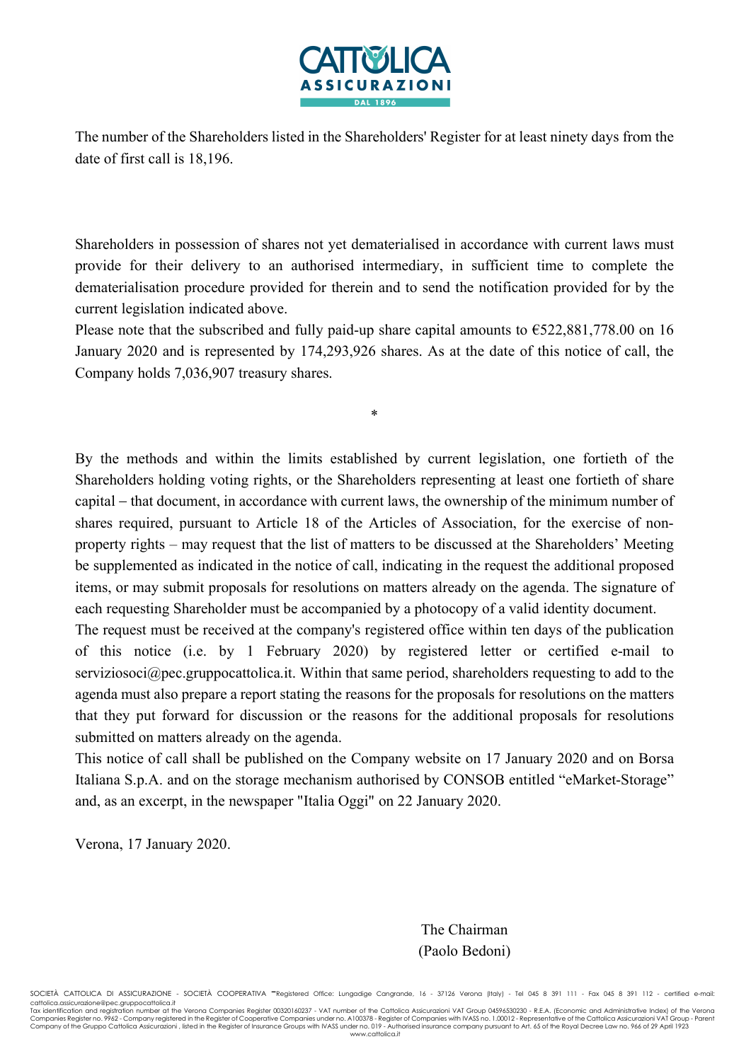The number of the Shareholders listed in the Shareholders' Register for at least ninety days from the date of first call is 18,196.

Shareholders in possession of shares not yet dematerialised in accordance with current laws must provide for their delivery to an authorised intermediary, in sufficient time to complete the dematerialisation procedure provided for therein and to send the notification provided for by the current legislation indicated above.

Please note that the subscribed and fully paid-up share capital amounts to €522,881,778.00 on 16 January 2020 and is represented by 174,293,926 shares. As at the date of this notice of call, the Company holds 7,036,907 treasury shares.

*

By the methods and within the limits established by current legislation, one fortieth of the Shareholders holding voting rights, or the Shareholders representing at least one fortieth of share capital – that document, in accordance with current laws, the ownership of the minimum number of shares required, pursuant to Article 18 of the Articles of Association, for the exercise of non-property rights – may request that the list of matters to be discussed at the Shareholders' Meeting be supplemented as indicated in the notice of call, indicating in the request the additional proposed items, or may submit proposals for resolutions on matters already on the agenda. The signature of each requesting Shareholder must be accompanied by a photocopy of a valid identity document.

The request must be received at the company's registered office within ten days of the publication of this notice (i.e. by 1 February 2020) by registered letter or certified e-mail to serviziosoci@pec.gruppocattolica.it. Within that same period, shareholders requesting to add to the agenda must also prepare a report stating the reasons for the proposals for resolutions on the matters that they put forward for discussion or the reasons for the additional proposals for resolutions submitted on matters already on the agenda.

This notice of call shall be published on the Company website on 17 January 2020 and on Borsa Italiana S.p.A. and on the storage mechanism authorised by CONSOB entitled "eMarket-Storage" and, as an excerpt, in the newspaper "Italia Oggi" on 22 January 2020.

Verona, 17 January 2020.

The Chairman
(Paolo Bedoni)